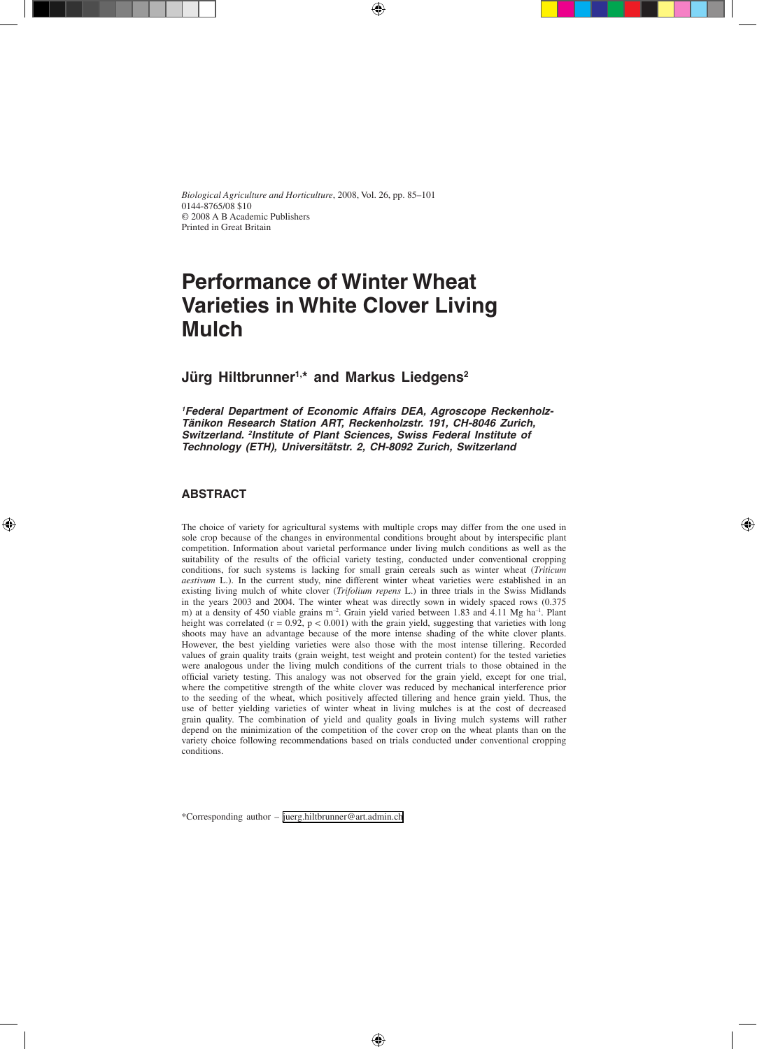Biological Agriculture and Horticulture, 2008, Vol. 26, pp. 85–101
0144-8765/08 $10
© 2008 A B Academic Publishers
Printed in Great Britain

# Performance of Winter Wheat Varieties in White Clover Living Mulch

## Jürg Hiltbrunner[1,*] and Markus Liedgens[2]

*[1]Federal Department of Economic Affairs DEA, Agroscope Reckenholz-Tänikon Research Station ART, Reckenholzstr. 191, CH-8046 Zurich, Switzerland. [2]Institute of Plant Sciences, Swiss Federal Institute of Technology (ETH), Universitätstr. 2, CH-8092 Zurich, Switzerland*

## ABSTRACT

The choice of variety for agricultural systems with multiple crops may differ from the one used in sole crop because of the changes in environmental conditions brought about by interspecific plant competition. Information about varietal performance under living mulch conditions as well as the suitability of the results of the official variety testing, conducted under conventional cropping conditions, for such systems is lacking for small grain cereals such as winter wheat (*Triticum aestivum* L.). In the current study, nine different winter wheat varieties were established in an existing living mulch of white clover (*Trifolium repens* L.) in three trials in the Swiss Midlands in the years 2003 and 2004. The winter wheat was directly sown in widely spaced rows (0.375 m) at a density of 450 viable grains $m^{-2}$. Grain yield varied between 1.83 and 4.11 Mg $ha^{-1}$. Plant height was correlated ($r = 0.92$, $p < 0.001$) with the grain yield, suggesting that varieties with long shoots may have an advantage because of the more intense shading of the white clover plants. However, the best yielding varieties were also those with the most intense tillering. Recorded values of grain quality traits (grain weight, test weight and protein content) for the tested varieties were analogous under the living mulch conditions of the current trials to those obtained in the official variety testing. This analogy was not observed for the grain yield, except for one trial, where the competitive strength of the white clover was reduced by mechanical interference prior to the seeding of the wheat, which positively affected tillering and hence grain yield. Thus, the use of better yielding varieties of winter wheat in living mulches is at the cost of decreased grain quality. The combination of yield and quality goals in living mulch systems will rather depend on the minimization of the competition of the cover crop on the wheat plants than on the variety choice following recommendations based on trials conducted under conventional cropping conditions.

*Corresponding author – juerg.hiltbrunner@art.admin.ch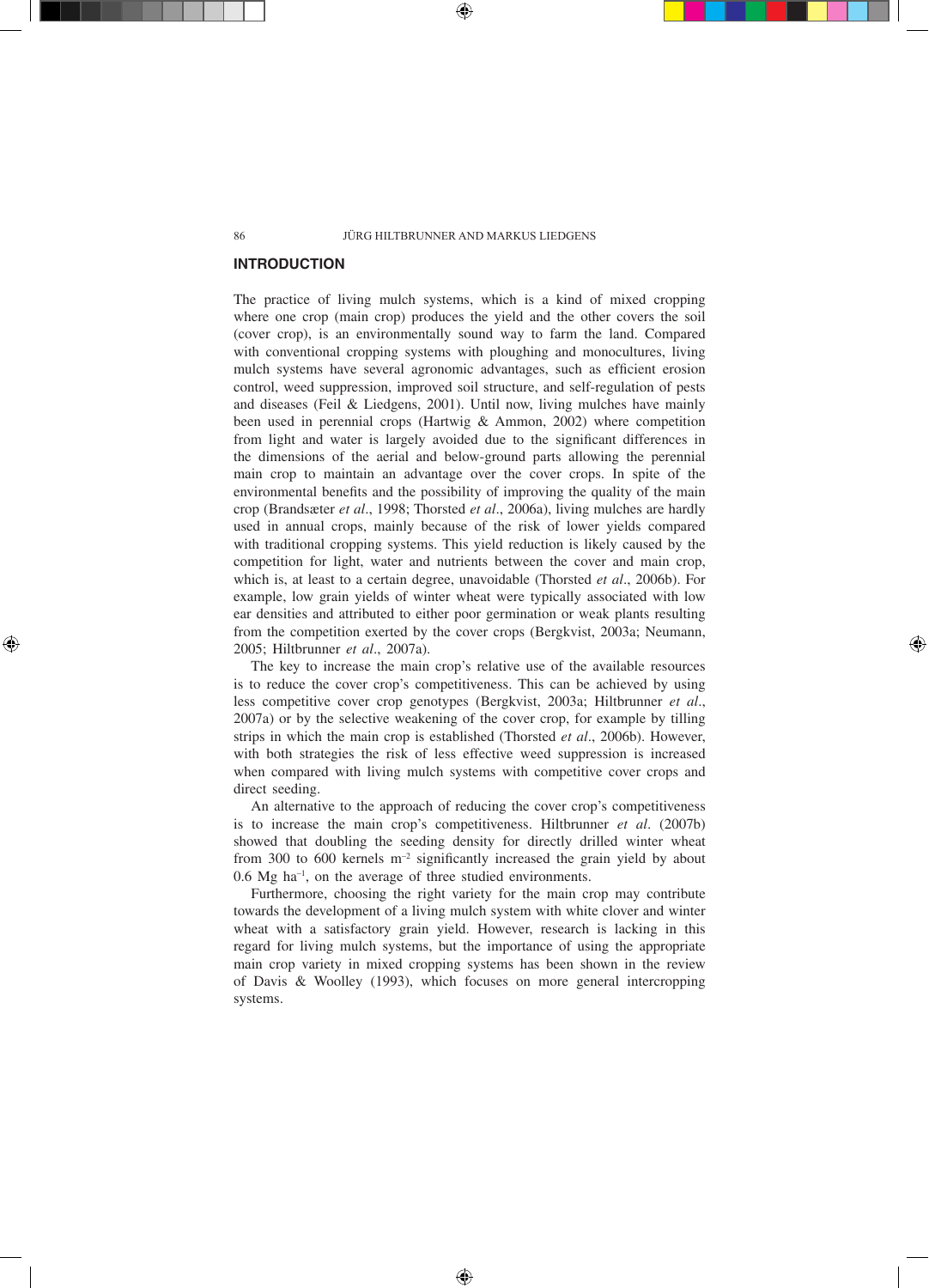## INTRODUCTION

The practice of living mulch systems, which is a kind of mixed cropping where one crop (main crop) produces the yield and the other covers the soil (cover crop), is an environmentally sound way to farm the land. Compared with conventional cropping systems with ploughing and monocultures, living mulch systems have several agronomic advantages, such as efficient erosion control, weed suppression, improved soil structure, and self-regulation of pests and diseases (Feil & Liedgens, 2001). Until now, living mulches have mainly been used in perennial crops (Hartwig & Ammon, 2002) where competition from light and water is largely avoided due to the significant differences in the dimensions of the aerial and below-ground parts allowing the perennial main crop to maintain an advantage over the cover crops. In spite of the environmental benefits and the possibility of improving the quality of the main crop (Brandsæter *et al*., 1998; Thorsted *et al*., 2006a), living mulches are hardly used in annual crops, mainly because of the risk of lower yields compared with traditional cropping systems. This yield reduction is likely caused by the competition for light, water and nutrients between the cover and main crop, which is, at least to a certain degree, unavoidable (Thorsted *et al*., 2006b). For example, low grain yields of winter wheat were typically associated with low ear densities and attributed to either poor germination or weak plants resulting from the competition exerted by the cover crops (Bergkvist, 2003a; Neumann, 2005; Hiltbrunner *et al*., 2007a).

The key to increase the main crop's relative use of the available resources is to reduce the cover crop's competitiveness. This can be achieved by using less competitive cover crop genotypes (Bergkvist, 2003a; Hiltbrunner *et al*., 2007a) or by the selective weakening of the cover crop, for example by tilling strips in which the main crop is established (Thorsted *et al*., 2006b). However, with both strategies the risk of less effective weed suppression is increased when compared with living mulch systems with competitive cover crops and direct seeding.

An alternative to the approach of reducing the cover crop's competitiveness is to increase the main crop's competitiveness. Hiltbrunner *et al*. (2007b) showed that doubling the seeding density for directly drilled winter wheat from 300 to 600 kernels $m^{-2}$ significantly increased the grain yield by about 0.6 Mg $ha^{-1}$, on the average of three studied environments.

Furthermore, choosing the right variety for the main crop may contribute towards the development of a living mulch system with white clover and winter wheat with a satisfactory grain yield. However, research is lacking in this regard for living mulch systems, but the importance of using the appropriate main crop variety in mixed cropping systems has been shown in the review of Davis & Woolley (1993), which focuses on more general intercropping systems.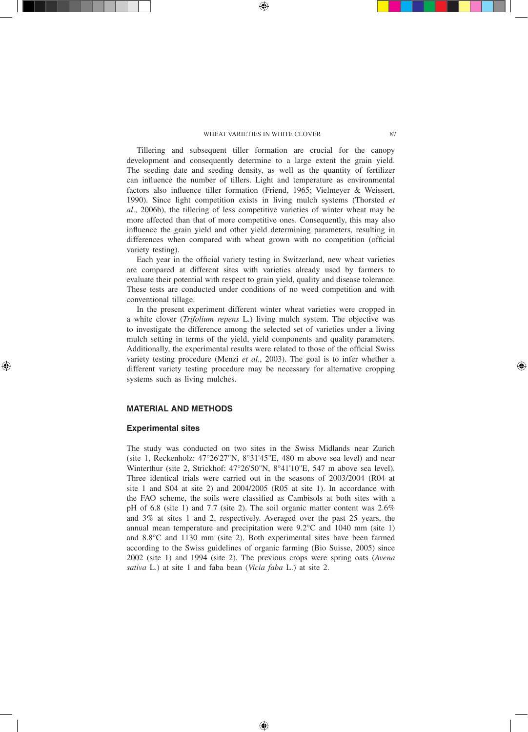Tillering and subsequent tiller formation are crucial for the canopy development and consequently determine to a large extent the grain yield. The seeding date and seeding density, as well as the quantity of fertilizer can influence the number of tillers. Light and temperature as environmental factors also influence tiller formation (Friend, 1965; Vielmeyer & Weissert, 1990). Since light competition exists in living mulch systems (Thorsted *et al*., 2006b), the tillering of less competitive varieties of winter wheat may be more affected than that of more competitive ones. Consequently, this may also influence the grain yield and other yield determining parameters, resulting in differences when compared with wheat grown with no competition (official variety testing).

Each year in the official variety testing in Switzerland, new wheat varieties are compared at different sites with varieties already used by farmers to evaluate their potential with respect to grain yield, quality and disease tolerance. These tests are conducted under conditions of no weed competition and with conventional tillage.

In the present experiment different winter wheat varieties were cropped in a white clover (*Trifolium repens* L.) living mulch system. The objective was to investigate the difference among the selected set of varieties under a living mulch setting in terms of the yield, yield components and quality parameters. Additionally, the experimental results were related to those of the official Swiss variety testing procedure (Menzi *et al*., 2003). The goal is to infer whether a different variety testing procedure may be necessary for alternative cropping systems such as living mulches.

## MATERIAL AND METHODS

### Experimental sites

The study was conducted on two sites in the Swiss Midlands near Zurich (site 1, Reckenholz: 47°26'27"N, 8°31'45"E, 480 m above sea level) and near Winterthur (site 2, Strickhof: 47°26'50"N, 8°41'10"E, 547 m above sea level). Three identical trials were carried out in the seasons of 2003/2004 (R04 at site 1 and S04 at site 2) and 2004/2005 (R05 at site 1). In accordance with the FAO scheme, the soils were classified as Cambisols at both sites with a pH of 6.8 (site 1) and 7.7 (site 2). The soil organic matter content was 2.6% and 3% at sites 1 and 2, respectively. Averaged over the past 25 years, the annual mean temperature and precipitation were 9.2°C and 1040 mm (site 1) and 8.8°C and 1130 mm (site 2). Both experimental sites have been farmed according to the Swiss guidelines of organic farming (Bio Suisse, 2005) since 2002 (site 1) and 1994 (site 2). The previous crops were spring oats (*Avena sativa* L.) at site 1 and faba bean (*Vicia faba* L.) at site 2.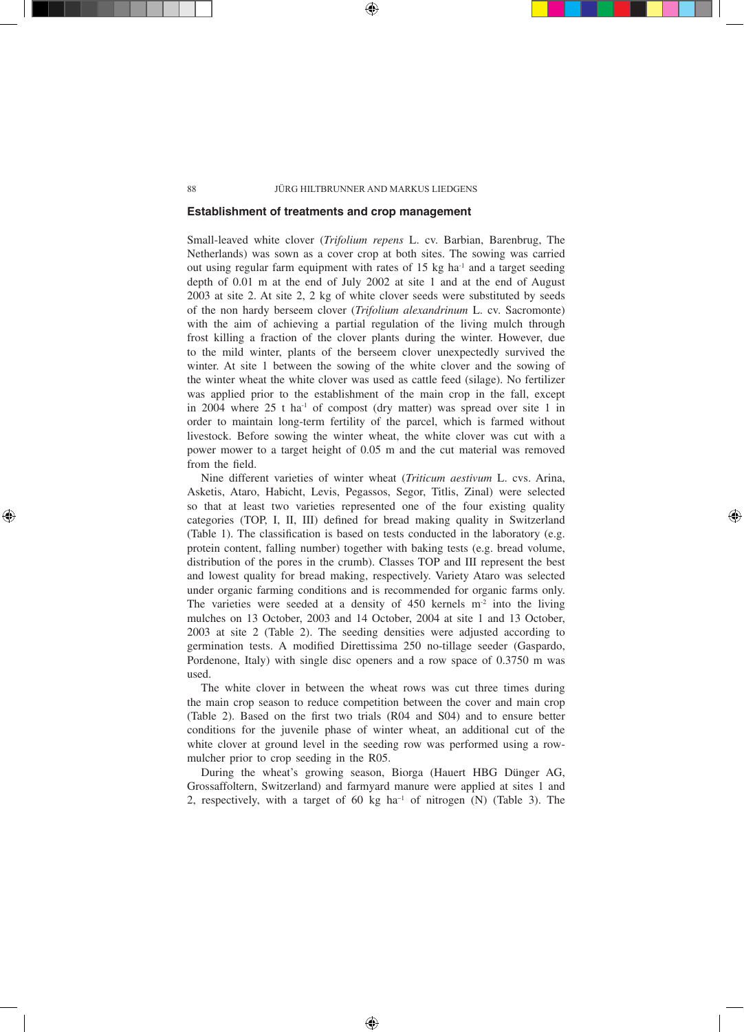### Establishment of treatments and crop management

Small-leaved white clover (*Trifolium repens* L. cv. Barbian, Barenbrug, The Netherlands) was sown as a cover crop at both sites. The sowing was carried out using regular farm equipment with rates of 15 kg $ha^{-1}$ and a target seeding depth of 0.01 m at the end of July 2002 at site 1 and at the end of August 2003 at site 2. At site 2, 2 kg of white clover seeds were substituted by seeds of the non hardy berseem clover (*Trifolium alexandrinum* L. cv. Sacromonte) with the aim of achieving a partial regulation of the living mulch through frost killing a fraction of the clover plants during the winter. However, due to the mild winter, plants of the berseem clover unexpectedly survived the winter. At site 1 between the sowing of the white clover and the sowing of the winter wheat the white clover was used as cattle feed (silage). No fertilizer was applied prior to the establishment of the main crop in the fall, except in 2004 where 25 t $ha^{-1}$ of compost (dry matter) was spread over site 1 in order to maintain long-term fertility of the parcel, which is farmed without livestock. Before sowing the winter wheat, the white clover was cut with a power mower to a target height of 0.05 m and the cut material was removed from the field.

Nine different varieties of winter wheat (*Triticum aestivum* L. cvs. Arina, Asketis, Ataro, Habicht, Levis, Pegassos, Segor, Titlis, Zinal) were selected so that at least two varieties represented one of the four existing quality categories (TOP, I, II, III) defined for bread making quality in Switzerland (Table 1). The classification is based on tests conducted in the laboratory (e.g. protein content, falling number) together with baking tests (e.g. bread volume, distribution of the pores in the crumb). Classes TOP and III represent the best and lowest quality for bread making, respectively. Variety Ataro was selected under organic farming conditions and is recommended for organic farms only. The varieties were seeded at a density of 450 kernels $m^{-2}$ into the living mulches on 13 October, 2003 and 14 October, 2004 at site 1 and 13 October, 2003 at site 2 (Table 2). The seeding densities were adjusted according to germination tests. A modified Direttissima 250 no-tillage seeder (Gaspardo, Pordenone, Italy) with single disc openers and a row space of 0.3750 m was used.

The white clover in between the wheat rows was cut three times during the main crop season to reduce competition between the cover and main crop (Table 2). Based on the first two trials (R04 and S04) and to ensure better conditions for the juvenile phase of winter wheat, an additional cut of the white clover at ground level in the seeding row was performed using a row-mulcher prior to crop seeding in the R05.

During the wheat's growing season, Biorga (Hauert HBG Dünger AG, Grossaffoltern, Switzerland) and farmyard manure were applied at sites 1 and 2, respectively, with a target of 60 kg $ha^{-1}$ of nitrogen (N) (Table 3). The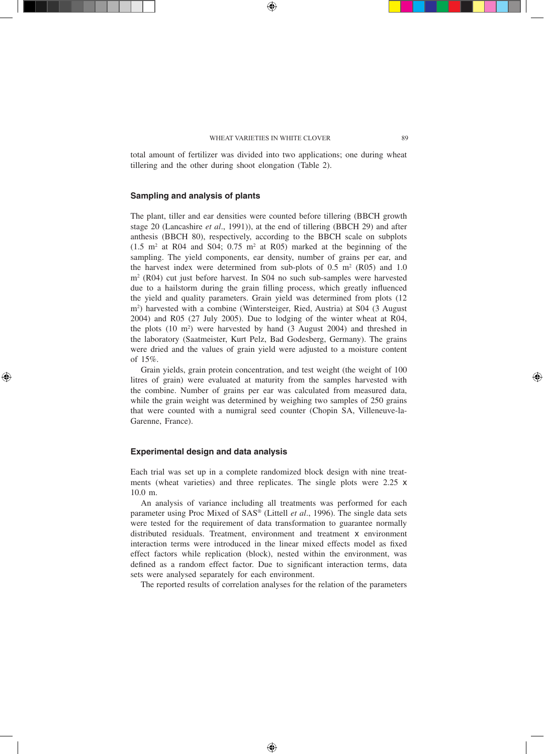total amount of fertilizer was divided into two applications; one during wheat tillering and the other during shoot elongation (Table 2).

## Sampling and analysis of plants

The plant, tiller and ear densities were counted before tillering (BBCH growth stage 20 (Lancashire *et al*., 1991)), at the end of tillering (BBCH 29) and after anthesis (BBCH 80), respectively, according to the BBCH scale on subplots (1.5 $m^2$ at R04 and S04; 0.75 $m^2$ at R05) marked at the beginning of the sampling. The yield components, ear density, number of grains per ear, and the harvest index were determined from sub-plots of 0.5 $m^2$ (R05) and 1.0 $m^2$ (R04) cut just before harvest. In S04 no such sub-samples were harvested due to a hailstorm during the grain filling process, which greatly influenced the yield and quality parameters. Grain yield was determined from plots (12 $m^2$) harvested with a combine (Wintersteiger, Ried, Austria) at S04 (3 August 2004) and R05 (27 July 2005). Due to lodging of the winter wheat at R04, the plots (10 $m^2$) were harvested by hand (3 August 2004) and threshed in the laboratory (Saatmeister, Kurt Pelz, Bad Godesberg, Germany). The grains were dried and the values of grain yield were adjusted to a moisture content of 15%.

Grain yields, grain protein concentration, and test weight (the weight of 100 litres of grain) were evaluated at maturity from the samples harvested with the combine. Number of grains per ear was calculated from measured data, while the grain weight was determined by weighing two samples of 250 grains that were counted with a numigral seed counter (Chopin SA, Villeneuve-la-Garenne, France).

## Experimental design and data analysis

Each trial was set up in a complete randomized block design with nine treatments (wheat varieties) and three replicates. The single plots were 2.25 x 10.0 m.

An analysis of variance including all treatments was performed for each parameter using Proc Mixed of SAS® (Littell *et al*., 1996). The single data sets were tested for the requirement of data transformation to guarantee normally distributed residuals. Treatment, environment and treatment x environment interaction terms were introduced in the linear mixed effects model as fixed effect factors while replication (block), nested within the environment, was defined as a random effect factor. Due to significant interaction terms, data sets were analysed separately for each environment.

The reported results of correlation analyses for the relation of the parameters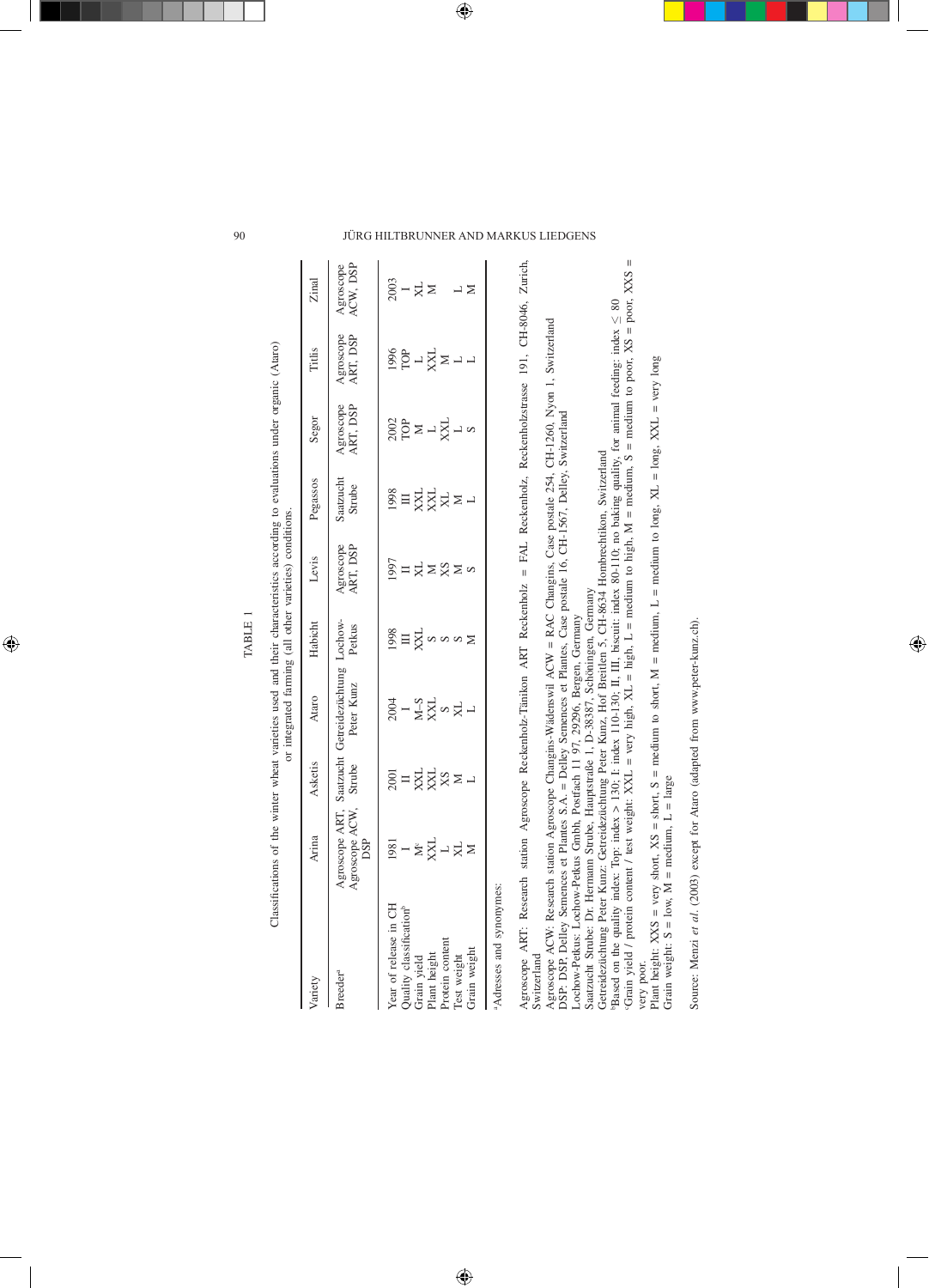TABLE 1

Classifications of the winter wheat varieties used and their characteristics according to evaluations under organic (Ataro) or integrated farming (all other varieties) conditions.

| Variety | Arina | Asketis | Ataro | Habicht | Levis | Pegassos | Segor | Titlis | Zinal |
|---|---|---|---|---|---|---|---|---|---|
| Breeder[a] | Agroscope ART, Agroscope ACW, DSP | Saatzucht Strube | Getreidezüchtung Peter Kunz | Lochow-Petkus | Agroscope ART, DSP | Saatzucht Strube | Agroscope ART, DSP | Agroscope ART, DSP | Agroscope ACW, DSP |
| Year of release in CH | 1981 | 2001 | 2004 | 1998 | 1997 | 1998 | 2002 | 1996 | 2003 |
| Quality classification[b] | I | II | I | III | II | III | TOP | TOP | I |
| Grain yield | M[c] | XXL | M–S | XXL | XL | XXL | M | L | XL |
| Plant height | XXL | XXL | XXL | S | M | XXL | L | XXL | M |
| Protein content | L | XS | S | S | XS | XL | XXL | M | |
| Test weight | XL | M | XL | S | M | M | L | L | L |
| Grain weight | M | L | L | M | S | L | S | L | M |

[a]Adresses and synonymes:

Agroscope ART: Research station Agroscope Reckenholz-Tänikon ART Reckenholz = FAL Reckenholz, Reckenholzstrasse 191, CH-8046, Zurich, Switzerland

Agroscope ACW: Research station Agroscope Changins-Wädenswil ACW = RAC Changins, Case postale 254, CH-1260, Nyon 1, Switzerland

DSP: DSP, Delley Semences et Plantes S.A. = Delley Semences et Plantes, Case postale 16, CH-1567, Delley, Switzerland

Lochow-Petkus: Lochow-Petkus Gmbh, Postfach 11 97, 29296, Bergen, Germany

Saatzucht Strube: Dr. Hermann Strube, Hauptstraße 1, D-38387, Schöningen, Germany

Getreidezüchtung Peter Kunz: Getreidezüchtung Peter Kunz, Hof Breitlen 5, CH-8634 Hombrechtikon, Switzerland

[b]Based on the quality index: Top: index > 130; I: index 110-130; II, III, biscuit: index 80-110; no baking quality, for animal feeding: index ≤ 80

[c]Grain yield / protein content / test weight: XXL = very high, XL = high, L = medium to high, M = medium, S = medium to poor, XS = poor, XXS = very poor.

Plant height: XXS = very short, XS = short, S = medium to short, M = medium, L = medium to long, XL = long, XXL = very long

Grain weight: S = low, M = medium, L = large

Source: Menzi *et al.* (2003) except for Ataro (adapted from www.peter-kunz.ch).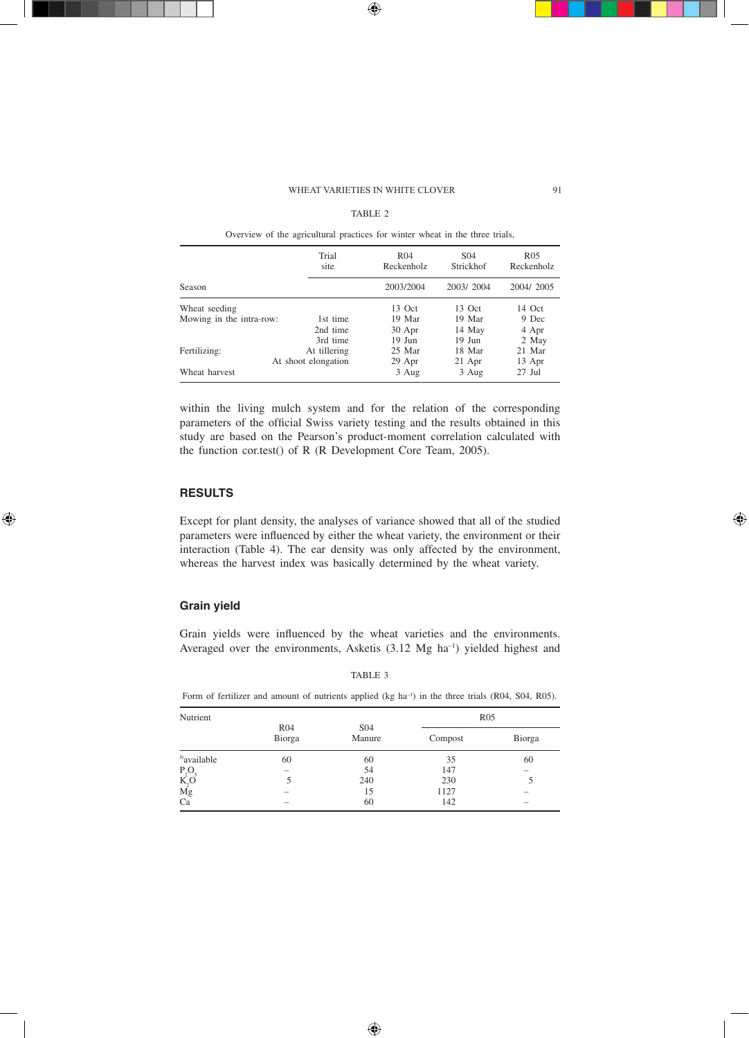TABLE 2

Overview of the agricultural practices for winter wheat in the three trials,

| | Trial site | R04 Reckenholz | S04 Strickhof | R05 Reckenholz |
|---|---|---|---|---|
| Season | | 2003/2004 | 2003/ 2004 | 2004/ 2005 |
| Wheat seeding | | 13 Oct | 13 Oct | 14 Oct |
| Mowing in the intra-row: | 1st time | 19 Mar | 19 Mar | 9 Dec |
| | 2nd time | 30 Apr | 14 May | 4 Apr |
| | 3rd time | 19 Jun | 19 Jun | 2 May |
| Fertilizing: | At tillering | 25 Mar | 18 Mar | 21 Mar |
| | At shoot elongation | 29 Apr | 21 Apr | 13 Apr |
| Wheat harvest | | 3 Aug | 3 Aug | 27 Jul |

within the living mulch system and for the relation of the corresponding parameters of the official Swiss variety testing and the results obtained in this study are based on the Pearson's product-moment correlation calculated with the function cor.test() of R (R Development Core Team, 2005).

## RESULTS

Except for plant density, the analyses of variance showed that all of the studied parameters were influenced by either the wheat variety, the environment or their interaction (Table 4). The ear density was only affected by the environment, whereas the harvest index was basically determined by the wheat variety.

### Grain yield

Grain yields were influenced by the wheat varieties and the environments. Averaged over the environments, Asketis (3.12 Mg ha$^{-1}$) yielded highest and

TABLE 3

Form of fertilizer and amount of nutrients applied (kg ha$^{-1}$) in the three trials (R04, S04, R05).

| Nutrient | R04 Biorga | S04 Manure | R05 Compost | R05 Biorga |
|---|---|---|---|---|
| $N_{available}$ | 60 | 60 | 35 | 60 |
| $P_2O_5$ | – | 54 | 147 | – |
| $K_2O$ | 5 | 240 | 230 | 5 |
| Mg | – | 15 | 1127 | – |
| Ca | – | 60 | 142 | – |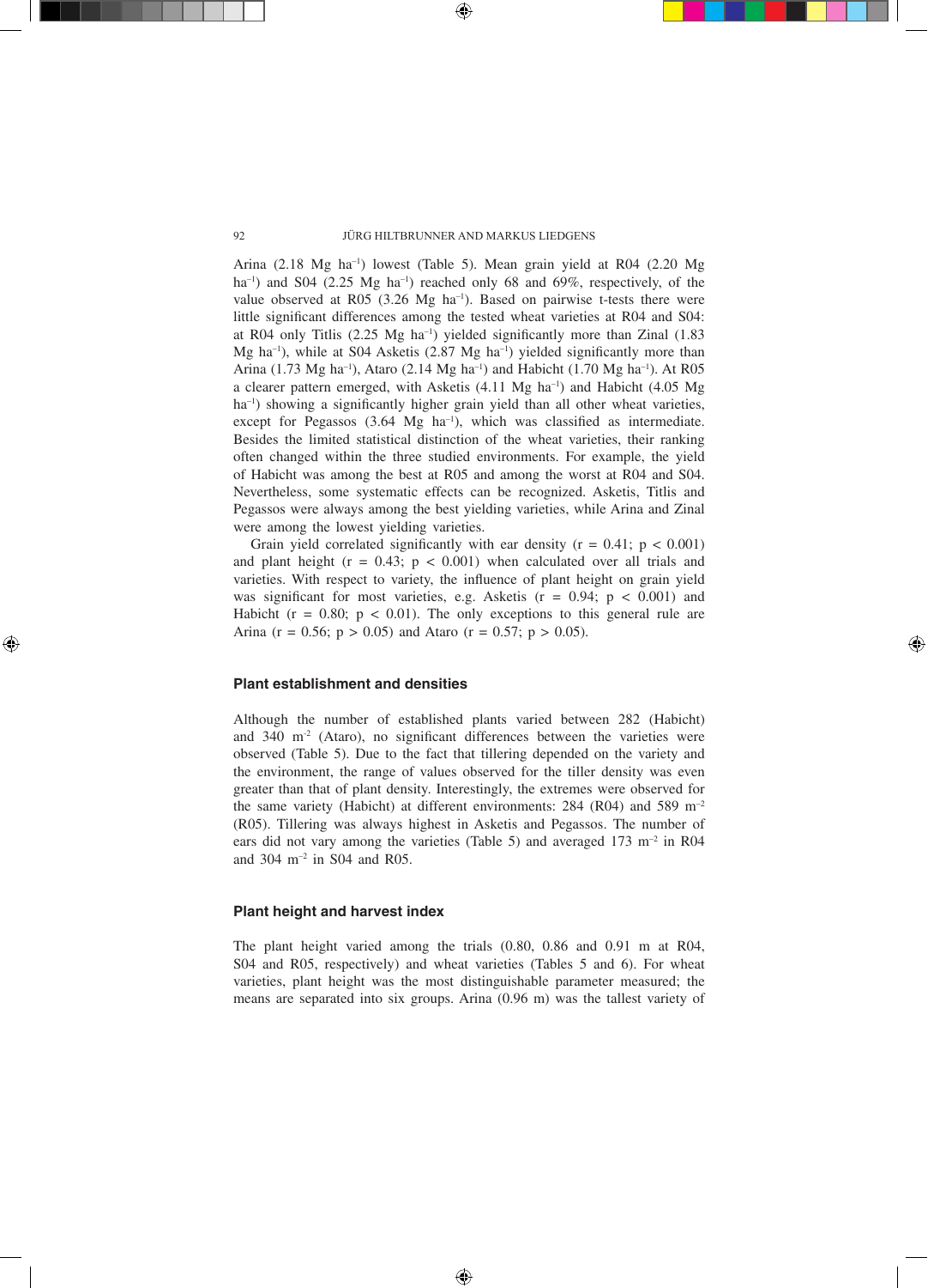Arina (2.18 Mg ha$^{-1}$) lowest (Table 5). Mean grain yield at R04 (2.20 Mg ha$^{-1}$) and S04 (2.25 Mg ha$^{-1}$) reached only 68 and 69%, respectively, of the value observed at R05 (3.26 Mg ha$^{-1}$). Based on pairwise t-tests there were little significant differences among the tested wheat varieties at R04 and S04: at R04 only Titlis (2.25 Mg ha$^{-1}$) yielded significantly more than Zinal (1.83 Mg ha$^{-1}$), while at S04 Asketis (2.87 Mg ha$^{-1}$) yielded significantly more than Arina (1.73 Mg ha$^{-1}$), Ataro (2.14 Mg ha$^{-1}$) and Habicht (1.70 Mg ha$^{-1}$). At R05 a clearer pattern emerged, with Asketis (4.11 Mg ha$^{-1}$) and Habicht (4.05 Mg ha$^{-1}$) showing a significantly higher grain yield than all other wheat varieties, except for Pegassos (3.64 Mg ha$^{-1}$), which was classified as intermediate. Besides the limited statistical distinction of the wheat varieties, their ranking often changed within the three studied environments. For example, the yield of Habicht was among the best at R05 and among the worst at R04 and S04. Nevertheless, some systematic effects can be recognized. Asketis, Titlis and Pegassos were always among the best yielding varieties, while Arina and Zinal were among the lowest yielding varieties.

Grain yield correlated significantly with ear density ($r = 0.41$; $p < 0.001$) and plant height ($r = 0.43$; $p < 0.001$) when calculated over all trials and varieties. With respect to variety, the influence of plant height on grain yield was significant for most varieties, e.g. Asketis ($r = 0.94$; $p < 0.001$) and Habicht ($r = 0.80$; $p < 0.01$). The only exceptions to this general rule are Arina ($r = 0.56$; $p > 0.05$) and Ataro ($r = 0.57$; $p > 0.05$).

## Plant establishment and densities

Although the number of established plants varied between 282 (Habicht) and 340 m$^{-2}$ (Ataro), no significant differences between the varieties were observed (Table 5). Due to the fact that tillering depended on the variety and the environment, the range of values observed for the tiller density was even greater than that of plant density. Interestingly, the extremes were observed for the same variety (Habicht) at different environments: 284 (R04) and 589 m$^{-2}$ (R05). Tillering was always highest in Asketis and Pegassos. The number of ears did not vary among the varieties (Table 5) and averaged 173 m$^{-2}$ in R04 and 304 m$^{-2}$ in S04 and R05.

## Plant height and harvest index

The plant height varied among the trials (0.80, 0.86 and 0.91 m at R04, S04 and R05, respectively) and wheat varieties (Tables 5 and 6). For wheat varieties, plant height was the most distinguishable parameter measured; the means are separated into six groups. Arina (0.96 m) was the tallest variety of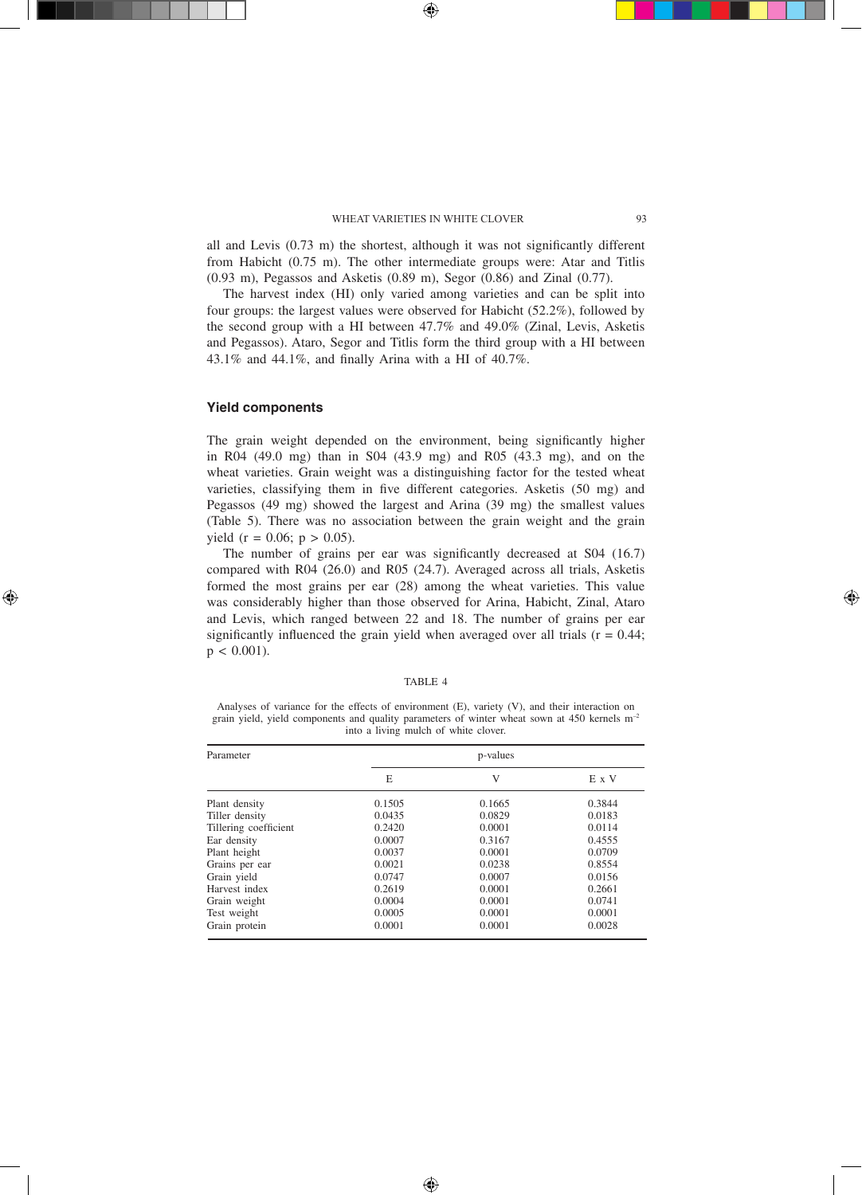all and Levis (0.73 m) the shortest, although it was not significantly different from Habicht (0.75 m). The other intermediate groups were: Atar and Titlis (0.93 m), Pegassos and Asketis (0.89 m), Segor (0.86) and Zinal (0.77).

The harvest index (HI) only varied among varieties and can be split into four groups: the largest values were observed for Habicht (52.2%), followed by the second group with a HI between 47.7% and 49.0% (Zinal, Levis, Asketis and Pegassos). Ataro, Segor and Titlis form the third group with a HI between 43.1% and 44.1%, and finally Arina with a HI of 40.7%.

### Yield components

The grain weight depended on the environment, being significantly higher in R04 (49.0 mg) than in S04 (43.9 mg) and R05 (43.3 mg), and on the wheat varieties. Grain weight was a distinguishing factor for the tested wheat varieties, classifying them in five different categories. Asketis (50 mg) and Pegassos (49 mg) showed the largest and Arina (39 mg) the smallest values (Table 5). There was no association between the grain weight and the grain yield ($r = 0.06$; $p > 0.05$).

The number of grains per ear was significantly decreased at S04 (16.7) compared with R04 (26.0) and R05 (24.7). Averaged across all trials, Asketis formed the most grains per ear (28) among the wheat varieties. This value was considerably higher than those observed for Arina, Habicht, Zinal, Ataro and Levis, which ranged between 22 and 18. The number of grains per ear significantly influenced the grain yield when averaged over all trials ($r = 0.44$; $p < 0.001$).

TABLE 4

Analyses of variance for the effects of environment (E), variety (V), and their interaction on grain yield, yield components and quality parameters of winter wheat sown at 450 kernels m$^{-2}$ into a living mulch of white clover.

| Parameter | p-values | | |
|---|---|---|---|
| | E | V | E x V |
| Plant density | 0.1505 | 0.1665 | 0.3844 |
| Tiller density | 0.0435 | 0.0829 | 0.0183 |
| Tillering coefficient | 0.2420 | 0.0001 | 0.0114 |
| Ear density | 0.0007 | 0.3167 | 0.4555 |
| Plant height | 0.0037 | 0.0001 | 0.0709 |
| Grains per ear | 0.0021 | 0.0238 | 0.8554 |
| Grain yield | 0.0747 | 0.0007 | 0.0156 |
| Harvest index | 0.2619 | 0.0001 | 0.2661 |
| Grain weight | 0.0004 | 0.0001 | 0.0741 |
| Test weight | 0.0005 | 0.0001 | 0.0001 |
| Grain protein | 0.0001 | 0.0001 | 0.0028 |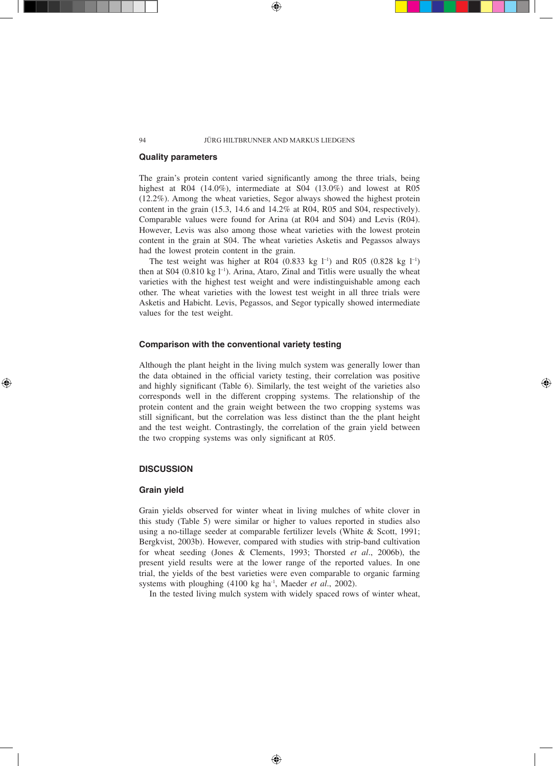### Quality parameters

The grain's protein content varied significantly among the three trials, being highest at R04 (14.0%), intermediate at S04 (13.0%) and lowest at R05 (12.2%). Among the wheat varieties, Segor always showed the highest protein content in the grain (15.3, 14.6 and 14.2% at R04, R05 and S04, respectively). Comparable values were found for Arina (at R04 and S04) and Levis (R04). However, Levis was also among those wheat varieties with the lowest protein content in the grain at S04. The wheat varieties Asketis and Pegassos always had the lowest protein content in the grain.

The test weight was higher at R04 (0.833 kg $l^{-1}$) and R05 (0.828 kg $l^{-1}$) then at S04 (0.810 kg $l^{-1}$). Arina, Ataro, Zinal and Titlis were usually the wheat varieties with the highest test weight and were indistinguishable among each other. The wheat varieties with the lowest test weight in all three trials were Asketis and Habicht. Levis, Pegassos, and Segor typically showed intermediate values for the test weight.

### Comparison with the conventional variety testing

Although the plant height in the living mulch system was generally lower than the data obtained in the official variety testing, their correlation was positive and highly significant (Table 6). Similarly, the test weight of the varieties also corresponds well in the different cropping systems. The relationship of the protein content and the grain weight between the two cropping systems was still significant, but the correlation was less distinct than the the plant height and the test weight. Contrastingly, the correlation of the grain yield between the two cropping systems was only significant at R05.

## DISCUSSION

### Grain yield

Grain yields observed for winter wheat in living mulches of white clover in this study (Table 5) were similar or higher to values reported in studies also using a no-tillage seeder at comparable fertilizer levels (White & Scott, 1991; Bergkvist, 2003b). However, compared with studies with strip-band cultivation for wheat seeding (Jones & Clements, 1993; Thorsted *et al*., 2006b), the present yield results were at the lower range of the reported values. In one trial, the yields of the best varieties were even comparable to organic farming systems with ploughing (4100 kg ha$^{-1}$, Maeder *et al*., 2002).

In the tested living mulch system with widely spaced rows of winter wheat,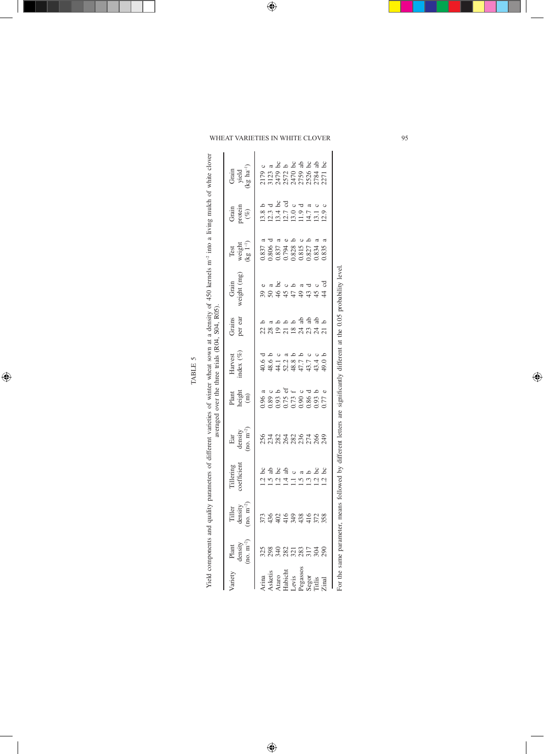TABLE 5

Yield components and quality parameters of different varieties of winter wheat sown at a density of 450 kernels m$^{-2}$ into a living mulch of white clover averaged over the three trials (R04, S04, R05).

| Variety | Plant density (no. m$^{-2}$) | Tiller density (no. m$^{-2}$) | Tillering coefficient | Ear density (no. m$^{-2}$) | Plant height (m) | Harvest index (%) | Grains per ear | Grain weight (mg) | Test weight (kg l$^{-1}$) | Grain protein (%) | Grain yield (kg ha$^{-1}$) |
|---|---|---|---|---|---|---|---|---|---|---|---|
| Arina | 325 | 373 | 1.2 bc | 256 | 0.96 a | 40.6 d | 22 b | 39 e | 0.837 a | 13.8 b | 2179 c |
| Asketis | 298 | 436 | 1.5 ab | 234 | 0.89 c | 48.6 b | 28 a | 50 a | 0.806 d | 12.3 d | 3123 a |
| Ataro | 340 | 402 | 1.2 bc | 282 | 0.93 b | 44.1 c | 19 b | 46 bc | 0.837 a | 13.4 bc | 2479 bc |
| Habicht | 282 | 416 | 1.4 ab | 264 | 0.75 ef | 52.2 a | 21 b | 45 c | 0.794 e | 12.7 cd | 2572 b |
| Levis | 321 | 349 | 1.1 c | 282 | 0.73 f | 48.8 b | 18 b | 47 b | 0.828 b | 13.0 c | 2470 bc |
| Pegassos | 283 | 438 | 1.5 a | 236 | 0.90 c | 47.7 b | 24 ab | 49 a | 0.815 c | 11.9 d | 2759 ab |
| Segor | 317 | 416 | 1.3 b | 274 | 0.86 d | 43.7 c | 23 ab | 43 d | 0.827 b | 14.7 a | 2526 bc |
| Titlis | 304 | 372 | 1.2 bc | 266 | 0.93 b | 43.4 c | 24 ab | 45 c | 0.834 a | 13.1 c | 2784 ab |
| Zinal | 290 | 358 | 1.2 bc | 249 | 0.77 e | 49.0 b | 21 b | 44 cd | 0.835 a | 12.9 c | 2271 bc |

For the same parameter, means followed by different letters are significantly different at the 0.05 probability level.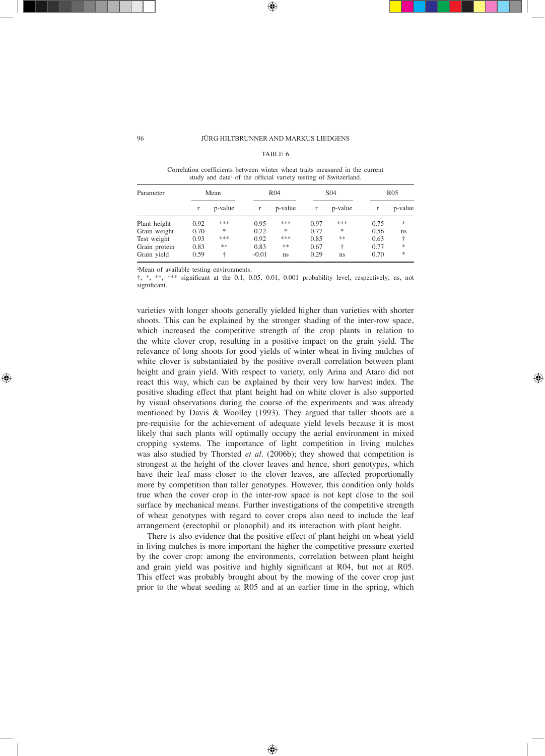TABLE 6

Correlation coefficients between winter wheat traits measured in the current study and data[a] of the official variety testing of Switzerland.

| Parameter | Mean | | R04 | | S04 | | R05 | |
|---|---|---|---|---|---|---|---|---|
| | r | p-value | r | p-value | r | p-value | r | p-value |
| Plant height | 0.92 | *** | 0.95 | *** | 0.97 | *** | 0.75 | * |
| Grain weight | 0.70 | * | 0.72 | * | 0.77 | * | 0.56 | ns |
| Test weight | 0.93 | *** | 0.92 | *** | 0.85 | ** | 0.63 | † |
| Grain protein | 0.83 | ** | 0.83 | ** | 0.67 | † | 0.77 | * |
| Grain yield | 0.59 | † | -0.01 | ns | 0.29 | ns | 0.70 | * |

[a]Mean of available testing environments.

†, *, **, *** significant at the 0.1, 0.05, 0.01, 0.001 probability level, respectively; ns, not significant.

varieties with longer shoots generally yielded higher than varieties with shorter shoots. This can be explained by the stronger shading of the inter-row space, which increased the competitive strength of the crop plants in relation to the white clover crop, resulting in a positive impact on the grain yield. The relevance of long shoots for good yields of winter wheat in living mulches of white clover is substantiated by the positive overall correlation between plant height and grain yield. With respect to variety, only Arina and Ataro did not react this way, which can be explained by their very low harvest index. The positive shading effect that plant height had on white clover is also supported by visual observations during the course of the experiments and was already mentioned by Davis & Woolley (1993). They argued that taller shoots are a pre-requisite for the achievement of adequate yield levels because it is most likely that such plants will optimally occupy the aerial environment in mixed cropping systems. The importance of light competition in living mulches was also studied by Thorsted *et al.* (2006b); they showed that competition is strongest at the height of the clover leaves and hence, short genotypes, which have their leaf mass closer to the clover leaves, are affected proportionally more by competition than taller genotypes. However, this condition only holds true when the cover crop in the inter-row space is not kept close to the soil surface by mechanical means. Further investigations of the competitive strength of wheat genotypes with regard to cover crops also need to include the leaf arrangement (erectophil or planophil) and its interaction with plant height.

There is also evidence that the positive effect of plant height on wheat yield in living mulches is more important the higher the competitive pressure exerted by the cover crop: among the environments, correlation between plant height and grain yield was positive and highly significant at R04, but not at R05. This effect was probably brought about by the mowing of the cover crop just prior to the wheat seeding at R05 and at an earlier time in the spring, which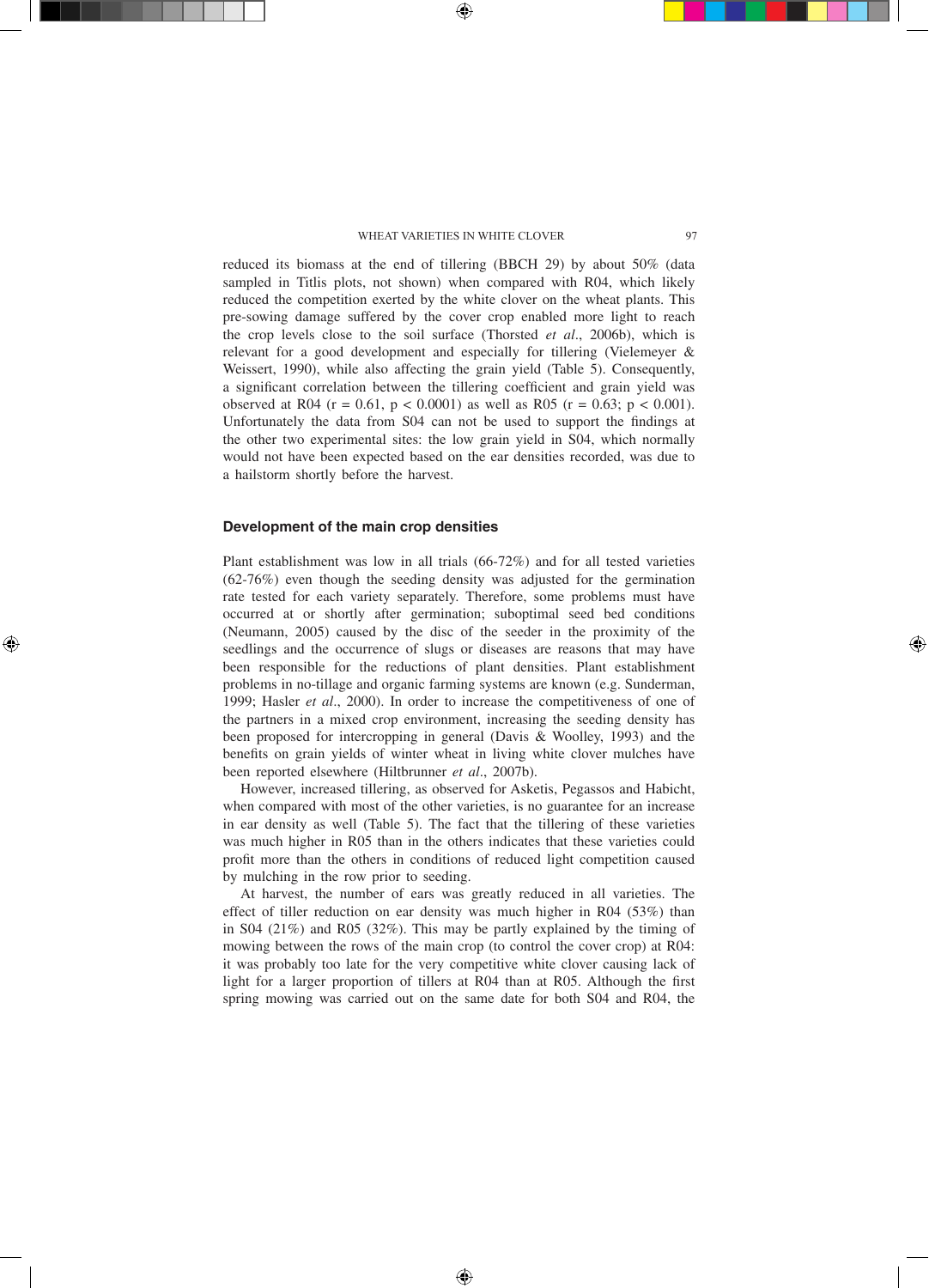reduced its biomass at the end of tillering (BBCH 29) by about 50% (data sampled in Titlis plots, not shown) when compared with R04, which likely reduced the competition exerted by the white clover on the wheat plants. This pre-sowing damage suffered by the cover crop enabled more light to reach the crop levels close to the soil surface (Thorsted *et al*., 2006b), which is relevant for a good development and especially for tillering (Vielemeyer & Weissert, 1990), while also affecting the grain yield (Table 5). Consequently, a significant correlation between the tillering coefficient and grain yield was observed at R04 ($r = 0.61$, $p < 0.0001$) as well as R05 ($r = 0.63$; $p < 0.001$). Unfortunately the data from S04 can not be used to support the findings at the other two experimental sites: the low grain yield in S04, which normally would not have been expected based on the ear densities recorded, was due to a hailstorm shortly before the harvest.

### Development of the main crop densities

Plant establishment was low in all trials (66-72%) and for all tested varieties (62-76%) even though the seeding density was adjusted for the germination rate tested for each variety separately. Therefore, some problems must have occurred at or shortly after germination; suboptimal seed bed conditions (Neumann, 2005) caused by the disc of the seeder in the proximity of the seedlings and the occurrence of slugs or diseases are reasons that may have been responsible for the reductions of plant densities. Plant establishment problems in no-tillage and organic farming systems are known (e.g. Sunderman, 1999; Hasler *et al*., 2000). In order to increase the competitiveness of one of the partners in a mixed crop environment, increasing the seeding density has been proposed for intercropping in general (Davis & Woolley, 1993) and the benefits on grain yields of winter wheat in living white clover mulches have been reported elsewhere (Hiltbrunner *et al*., 2007b).

However, increased tillering, as observed for Asketis, Pegassos and Habicht, when compared with most of the other varieties, is no guarantee for an increase in ear density as well (Table 5). The fact that the tillering of these varieties was much higher in R05 than in the others indicates that these varieties could profit more than the others in conditions of reduced light competition caused by mulching in the row prior to seeding.

At harvest, the number of ears was greatly reduced in all varieties. The effect of tiller reduction on ear density was much higher in R04 (53%) than in S04 (21%) and R05 (32%). This may be partly explained by the timing of mowing between the rows of the main crop (to control the cover crop) at R04: it was probably too late for the very competitive white clover causing lack of light for a larger proportion of tillers at R04 than at R05. Although the first spring mowing was carried out on the same date for both S04 and R04, the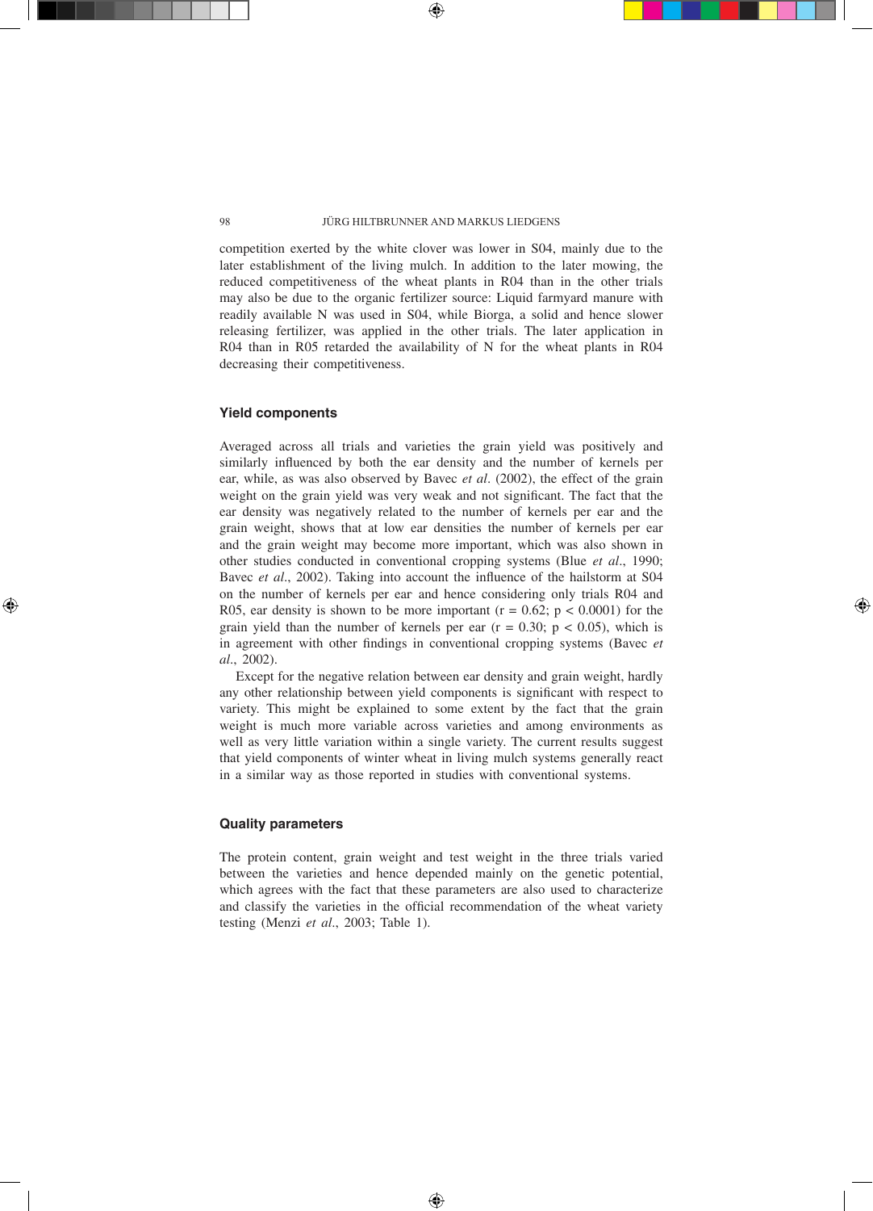competition exerted by the white clover was lower in S04, mainly due to the later establishment of the living mulch. In addition to the later mowing, the reduced competitiveness of the wheat plants in R04 than in the other trials may also be due to the organic fertilizer source: Liquid farmyard manure with readily available N was used in S04, while Biorga, a solid and hence slower releasing fertilizer, was applied in the other trials. The later application in R04 than in R05 retarded the availability of N for the wheat plants in R04 decreasing their competitiveness.

### Yield components

Averaged across all trials and varieties the grain yield was positively and similarly influenced by both the ear density and the number of kernels per ear, while, as was also observed by Bavec *et al*. (2002), the effect of the grain weight on the grain yield was very weak and not significant. The fact that the ear density was negatively related to the number of kernels per ear and the grain weight, shows that at low ear densities the number of kernels per ear and the grain weight may become more important, which was also shown in other studies conducted in conventional cropping systems (Blue *et al*., 1990; Bavec *et al*., 2002). Taking into account the influence of the hailstorm at S04 on the number of kernels per ear and hence considering only trials R04 and R05, ear density is shown to be more important ($r = 0.62$; $p < 0.0001$) for the grain yield than the number of kernels per ear ($r = 0.30$; $p < 0.05$), which is in agreement with other findings in conventional cropping systems (Bavec *et al*., 2002).

Except for the negative relation between ear density and grain weight, hardly any other relationship between yield components is significant with respect to variety. This might be explained to some extent by the fact that the grain weight is much more variable across varieties and among environments as well as very little variation within a single variety. The current results suggest that yield components of winter wheat in living mulch systems generally react in a similar way as those reported in studies with conventional systems.

### Quality parameters

The protein content, grain weight and test weight in the three trials varied between the varieties and hence depended mainly on the genetic potential, which agrees with the fact that these parameters are also used to characterize and classify the varieties in the official recommendation of the wheat variety testing (Menzi *et al*., 2003; Table 1).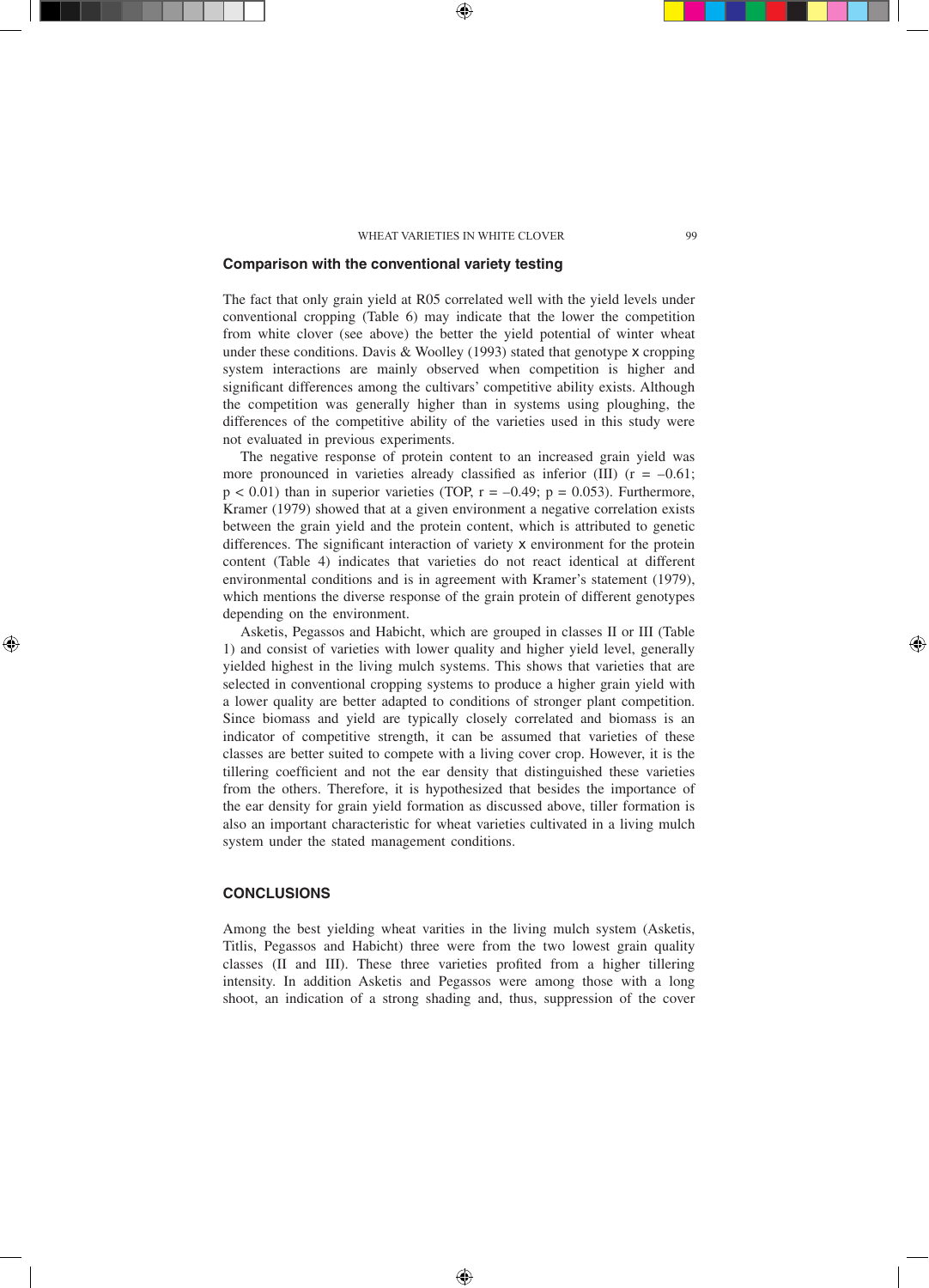## Comparison with the conventional variety testing

The fact that only grain yield at R05 correlated well with the yield levels under conventional cropping (Table 6) may indicate that the lower the competition from white clover (see above) the better the yield potential of winter wheat under these conditions. Davis & Woolley (1993) stated that genotype x cropping system interactions are mainly observed when competition is higher and significant differences among the cultivars' competitive ability exists. Although the competition was generally higher than in systems using ploughing, the differences of the competitive ability of the varieties used in this study were not evaluated in previous experiments.

The negative response of protein content to an increased grain yield was more pronounced in varieties already classified as inferior (III) ($r = -0.61$; $p < 0.01$) than in superior varieties (TOP, $r = -0.49$; $p = 0.053$). Furthermore, Kramer (1979) showed that at a given environment a negative correlation exists between the grain yield and the protein content, which is attributed to genetic differences. The significant interaction of variety x environment for the protein content (Table 4) indicates that varieties do not react identical at different environmental conditions and is in agreement with Kramer's statement (1979), which mentions the diverse response of the grain protein of different genotypes depending on the environment.

Asketis, Pegassos and Habicht, which are grouped in classes II or III (Table 1) and consist of varieties with lower quality and higher yield level, generally yielded highest in the living mulch systems. This shows that varieties that are selected in conventional cropping systems to produce a higher grain yield with a lower quality are better adapted to conditions of stronger plant competition. Since biomass and yield are typically closely correlated and biomass is an indicator of competitive strength, it can be assumed that varieties of these classes are better suited to compete with a living cover crop. However, it is the tillering coefficient and not the ear density that distinguished these varieties from the others. Therefore, it is hypothesized that besides the importance of the ear density for grain yield formation as discussed above, tiller formation is also an important characteristic for wheat varieties cultivated in a living mulch system under the stated management conditions.

## CONCLUSIONS

Among the best yielding wheat varities in the living mulch system (Asketis, Titlis, Pegassos and Habicht) three were from the two lowest grain quality classes (II and III). These three varieties profited from a higher tillering intensity. In addition Asketis and Pegassos were among those with a long shoot, an indication of a strong shading and, thus, suppression of the cover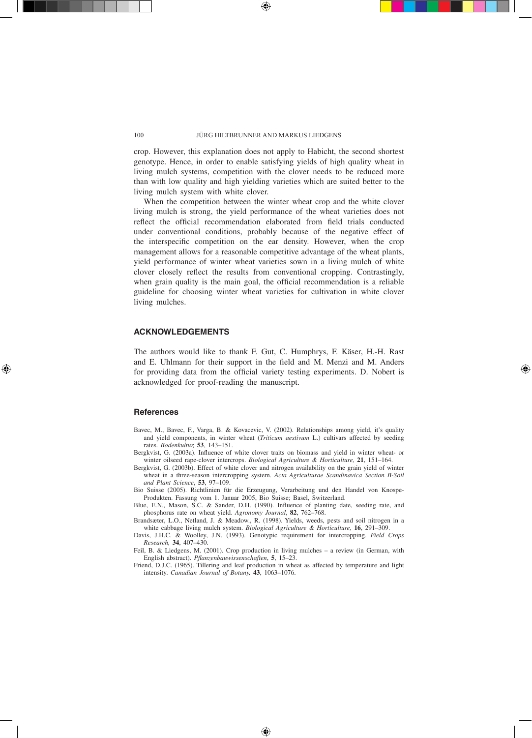crop. However, this explanation does not apply to Habicht, the second shortest genotype. Hence, in order to enable satisfying yields of high quality wheat in living mulch systems, competition with the clover needs to be reduced more than with low quality and high yielding varieties which are suited better to the living mulch system with white clover.

When the competition between the winter wheat crop and the white clover living mulch is strong, the yield performance of the wheat varieties does not reflect the official recommendation elaborated from field trials conducted under conventional conditions, probably because of the negative effect of the interspecific competition on the ear density. However, when the crop management allows for a reasonable competitive advantage of the wheat plants, yield performance of winter wheat varieties sown in a living mulch of white clover closely reflect the results from conventional cropping. Contrastingly, when grain quality is the main goal, the official recommendation is a reliable guideline for choosing winter wheat varieties for cultivation in white clover living mulches.

## ACKNOWLEDGEMENTS

The authors would like to thank F. Gut, C. Humphrys, F. Käser, H.-H. Rast and E. Uhlmann for their support in the field and M. Menzi and M. Anders for providing data from the official variety testing experiments. D. Nobert is acknowledged for proof-reading the manuscript.

## References

Bavec, M., Bavec, F., Varga, B. & Kovacevic, V. (2002). Relationships among yield, it's quality and yield components, in winter wheat (*Triticum aestivum* L.) cultivars affected by seeding rates. *Bodenkultur,* **53**, 143–151.

Bergkvist, G. (2003a). Influence of white clover traits on biomass and yield in winter wheat- or winter oilseed rape-clover intercrops. *Biological Agriculture & Horticulture,* **21**, 151–164.

Bergkvist, G. (2003b). Effect of white clover and nitrogen availability on the grain yield of winter wheat in a three-season intercropping system. *Acta Agriculturae Scandinavica Section B-Soil and Plant Science*, **53**, 97–109.

Bio Suisse (2005). Richtlinien für die Erzeugung, Verarbeitung und den Handel von Knospe-Produkten. Fassung vom 1. Januar 2005, Bio Suisse; Basel, Switzerland.

Blue, E.N., Mason, S.C. & Sander, D.H. (1990). Influence of planting date, seeding rate, and phosphorus rate on wheat yield. *Agronomy Journal*, **82**, 762–768.

Brandsæter, L.O., Netland, J. & Meadow., R. (1998). Yields, weeds, pests and soil nitrogen in a white cabbage living mulch system. *Biological Agriculture & Horticulture,* **16**, 291–309.

Davis, J.H.C. & Woolley, J.N. (1993). Genotypic requirement for intercropping. *Field Crops Research,* **34**, 407–430.

Feil, B. & Liedgens, M. (2001). Crop production in living mulches – a review (in German, with English abstract). *Pflanzenbauwissenschaften*, **5**, 15–23.

Friend, D.J.C. (1965). Tillering and leaf production in wheat as affected by temperature and light intensity. *Canadian Journal of Botany,* **43**, 1063–1076.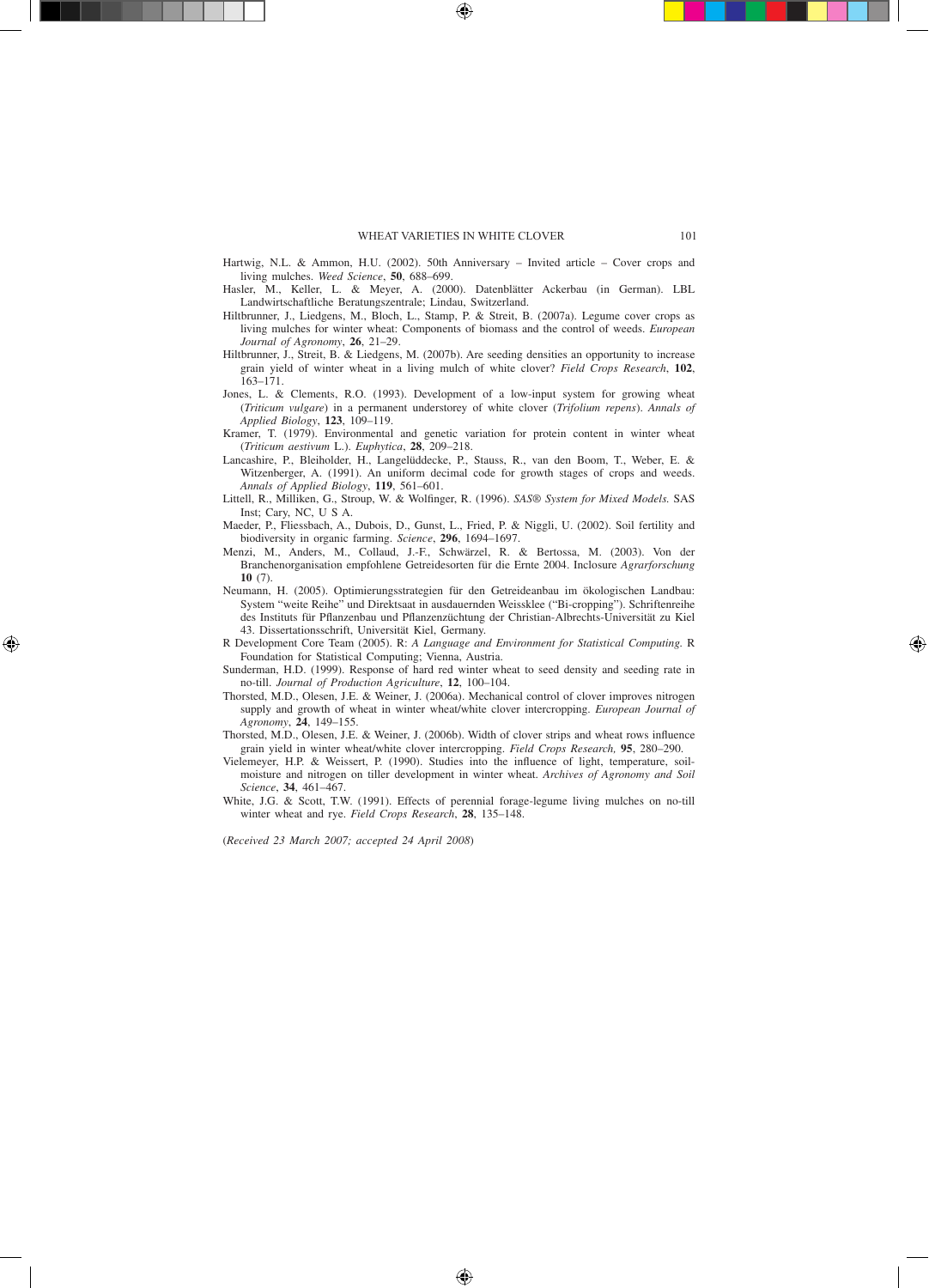Hartwig, N.L. & Ammon, H.U. (2002). 50th Anniversary – Invited article – Cover crops and living mulches. *Weed Science*, **50**, 688–699.

Hasler, M., Keller, L. & Meyer, A. (2000). Datenblätter Ackerbau (in German). LBL Landwirtschaftliche Beratungszentrale; Lindau, Switzerland.

Hiltbrunner, J., Liedgens, M., Bloch, L., Stamp, P. & Streit, B. (2007a). Legume cover crops as living mulches for winter wheat: Components of biomass and the control of weeds. *European Journal of Agronomy*, **26**, 21–29.

Hiltbrunner, J., Streit, B. & Liedgens, M. (2007b). Are seeding densities an opportunity to increase grain yield of winter wheat in a living mulch of white clover? *Field Crops Research*, **102**, 163–171.

Jones, L. & Clements, R.O. (1993). Development of a low-input system for growing wheat (*Triticum vulgare*) in a permanent understorey of white clover (*Trifolium repens*). *Annals of Applied Biology*, **123**, 109–119.

Kramer, T. (1979). Environmental and genetic variation for protein content in winter wheat (*Triticum aestivum* L.). *Euphytica*, **28**, 209–218.

Lancashire, P., Bleiholder, H., Langelüddecke, P., Stauss, R., van den Boom, T., Weber, E. & Witzenberger, A. (1991). An uniform decimal code for growth stages of crops and weeds. *Annals of Applied Biology*, **119**, 561–601.

Littell, R., Milliken, G., Stroup, W. & Wolfinger, R. (1996). *SAS® System for Mixed Models.* SAS Inst; Cary, NC, U S A.

Maeder, P., Fliessbach, A., Dubois, D., Gunst, L., Fried, P. & Niggli, U. (2002). Soil fertility and biodiversity in organic farming. *Science*, **296**, 1694–1697.

Menzi, M., Anders, M., Collaud, J.-F., Schwärzel, R. & Bertossa, M. (2003). Von der Branchenorganisation empfohlene Getreidesorten für die Ernte 2004. Inclosure *Agrarforschung* **10** (7).

Neumann, H. (2005). Optimierungsstrategien für den Getreideanbau im ökologischen Landbau: System "weite Reihe" und Direktsaat in ausdauernden Weissklee ("Bi-cropping"). Schriftenreihe des Instituts für Pflanzenbau und Pflanzenzüchtung der Christian-Albrechts-Universität zu Kiel 43. Dissertationsschrift, Universität Kiel, Germany.

R Development Core Team (2005). R: *A Language and Environment for Statistical Computing.* R Foundation for Statistical Computing; Vienna, Austria.

Sunderman, H.D. (1999). Response of hard red winter wheat to seed density and seeding rate in no-till. *Journal of Production Agriculture*, **12**, 100–104.

Thorsted, M.D., Olesen, J.E. & Weiner, J. (2006a). Mechanical control of clover improves nitrogen supply and growth of wheat in winter wheat/white clover intercropping. *European Journal of Agronomy*, **24**, 149–155.

Thorsted, M.D., Olesen, J.E. & Weiner, J. (2006b). Width of clover strips and wheat rows influence grain yield in winter wheat/white clover intercropping. *Field Crops Research,* **95**, 280–290.

Vielemeyer, H.P. & Weissert, P. (1990). Studies into the influence of light, temperature, soil-moisture and nitrogen on tiller development in winter wheat. *Archives of Agronomy and Soil Science*, **34**, 461–467.

White, J.G. & Scott, T.W. (1991). Effects of perennial forage-legume living mulches on no-till winter wheat and rye. *Field Crops Research*, **28**, 135–148.

(*Received 23 March 2007; accepted 24 April 2008*)